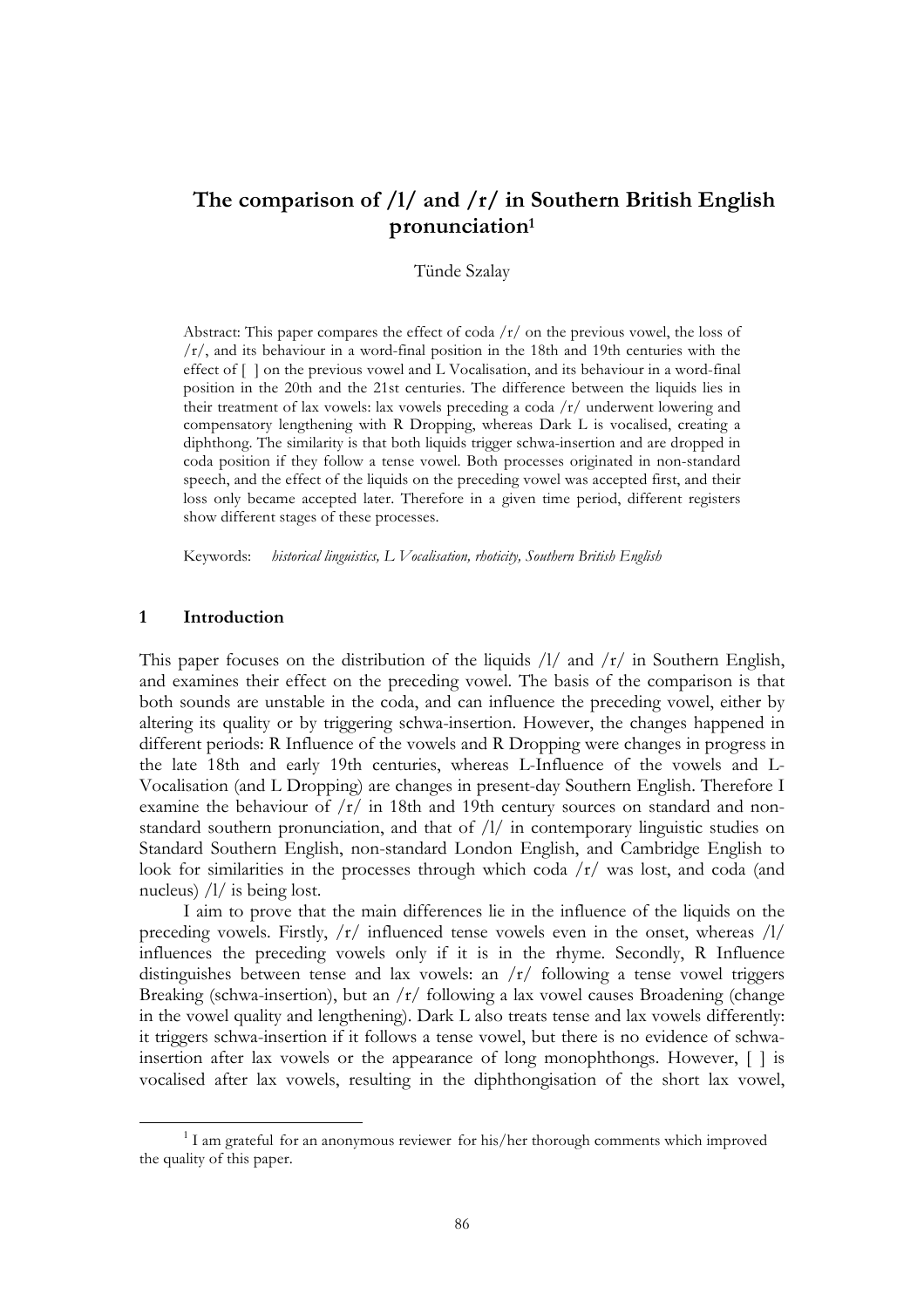# The comparison of /l/ and /r/ in Southern British English pronunciation[1]

Tünde Szalay

Abstract: This paper compares the effect of coda /r/ on the previous vowel, the loss of /r/, and its behaviour in a word-final position in the 18th and 19th centuries with the effect of [ ] on the previous vowel and L Vocalisation, and its behaviour in a word-final position in the 20th and the 21st centuries. The difference between the liquids lies in their treatment of lax vowels: lax vowels preceding a coda /r/ underwent lowering and compensatory lengthening with R Dropping, whereas Dark L is vocalised, creating a diphthong. The similarity is that both liquids trigger schwa-insertion and are dropped in coda position if they follow a tense vowel. Both processes originated in non-standard speech, and the effect of the liquids on the preceding vowel was accepted first, and their loss only became accepted later. Therefore in a given time period, different registers show different stages of these processes.

Keywords: *historical linguistics, L Vocalisation, rhoticity, Southern British English*

## 1 Introduction

This paper focuses on the distribution of the liquids /l/ and /r/ in Southern English, and examines their effect on the preceding vowel. The basis of the comparison is that both sounds are unstable in the coda, and can influence the preceding vowel, either by altering its quality or by triggering schwa-insertion. However, the changes happened in different periods: R Influence of the vowels and R Dropping were changes in progress in the late 18th and early 19th centuries, whereas L-Influence of the vowels and L-Vocalisation (and L Dropping) are changes in present-day Southern English. Therefore I examine the behaviour of /r/ in 18th and 19th century sources on standard and non-standard southern pronunciation, and that of /l/ in contemporary linguistic studies on Standard Southern English, non-standard London English, and Cambridge English to look for similarities in the processes through which coda /r/ was lost, and coda (and nucleus) /l/ is being lost.

I aim to prove that the main differences lie in the influence of the liquids on the preceding vowels. Firstly, /r/ influenced tense vowels even in the onset, whereas /l/ influences the preceding vowels only if it is in the rhyme. Secondly, R Influence distinguishes between tense and lax vowels: an /r/ following a tense vowel triggers Breaking (schwa-insertion), but an /r/ following a lax vowel causes Broadening (change in the vowel quality and lengthening). Dark L also treats tense and lax vowels differently: it triggers schwa-insertion if it follows a tense vowel, but there is no evidence of schwa-insertion after lax vowels or the appearance of long monophthongs. However, [ ] is vocalised after lax vowels, resulting in the diphthongisation of the short lax vowel,

[1] I am grateful for an anonymous reviewer for his/her thorough comments which improved the quality of this paper.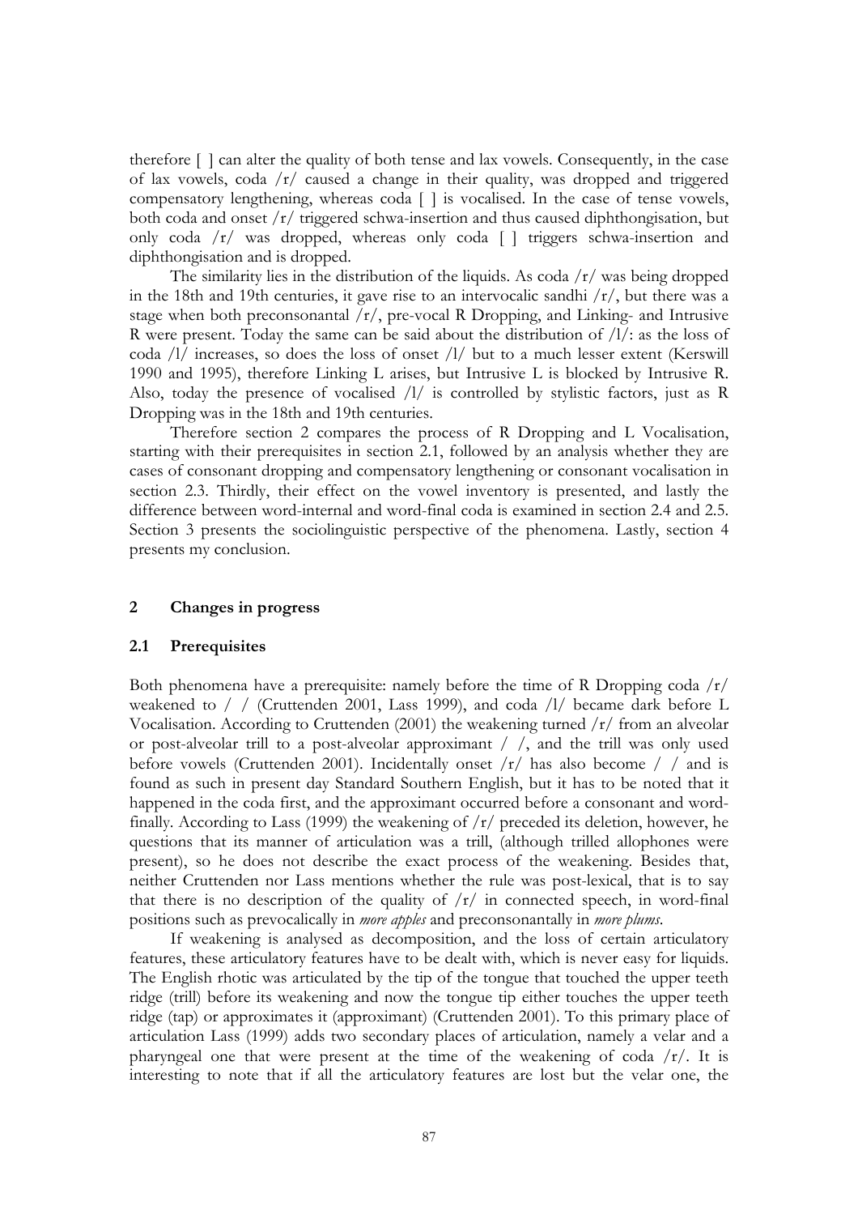therefore [ ] can alter the quality of both tense and lax vowels. Consequently, in the case of lax vowels, coda /r/ caused a change in their quality, was dropped and triggered compensatory lengthening, whereas coda [ ] is vocalised. In the case of tense vowels, both coda and onset /r/ triggered schwa-insertion and thus caused diphthongisation, but only coda /r/ was dropped, whereas only coda [ ] triggers schwa-insertion and diphthongisation and is dropped.

The similarity lies in the distribution of the liquids. As coda /r/ was being dropped in the 18th and 19th centuries, it gave rise to an intervocalic sandhi /r/, but there was a stage when both preconsonantal /r/, pre-vocal R Dropping, and Linking- and Intrusive R were present. Today the same can be said about the distribution of /l/: as the loss of coda /l/ increases, so does the loss of onset /l/ but to a much lesser extent (Kerswill 1990 and 1995), therefore Linking L arises, but Intrusive L is blocked by Intrusive R. Also, today the presence of vocalised /l/ is controlled by stylistic factors, just as R Dropping was in the 18th and 19th centuries.

Therefore section 2 compares the process of R Dropping and L Vocalisation, starting with their prerequisites in section 2.1, followed by an analysis whether they are cases of consonant dropping and compensatory lengthening or consonant vocalisation in section 2.3. Thirdly, their effect on the vowel inventory is presented, and lastly the difference between word-internal and word-final coda is examined in section 2.4 and 2.5. Section 3 presents the sociolinguistic perspective of the phenomena. Lastly, section 4 presents my conclusion.

## 2 Changes in progress

### 2.1 Prerequisites

Both phenomena have a prerequisite: namely before the time of R Dropping coda /r/ weakened to / / (Cruttenden 2001, Lass 1999), and coda /l/ became dark before L Vocalisation. According to Cruttenden (2001) the weakening turned /r/ from an alveolar or post-alveolar trill to a post-alveolar approximant / /, and the trill was only used before vowels (Cruttenden 2001). Incidentally onset /r/ has also become / / and is found as such in present day Standard Southern English, but it has to be noted that it happened in the coda first, and the approximant occurred before a consonant and word-finally. According to Lass (1999) the weakening of /r/ preceded its deletion, however, he questions that its manner of articulation was a trill, (although trilled allophones were present), so he does not describe the exact process of the weakening. Besides that, neither Cruttenden nor Lass mentions whether the rule was post-lexical, that is to say that there is no description of the quality of /r/ in connected speech, in word-final positions such as prevocalically in *more apples* and preconsonantally in *more plums*.

If weakening is analysed as decomposition, and the loss of certain articulatory features, these articulatory features have to be dealt with, which is never easy for liquids. The English rhotic was articulated by the tip of the tongue that touched the upper teeth ridge (trill) before its weakening and now the tongue tip either touches the upper teeth ridge (tap) or approximates it (approximant) (Cruttenden 2001). To this primary place of articulation Lass (1999) adds two secondary places of articulation, namely a velar and a pharyngeal one that were present at the time of the weakening of coda /r/. It is interesting to note that if all the articulatory features are lost but the velar one, the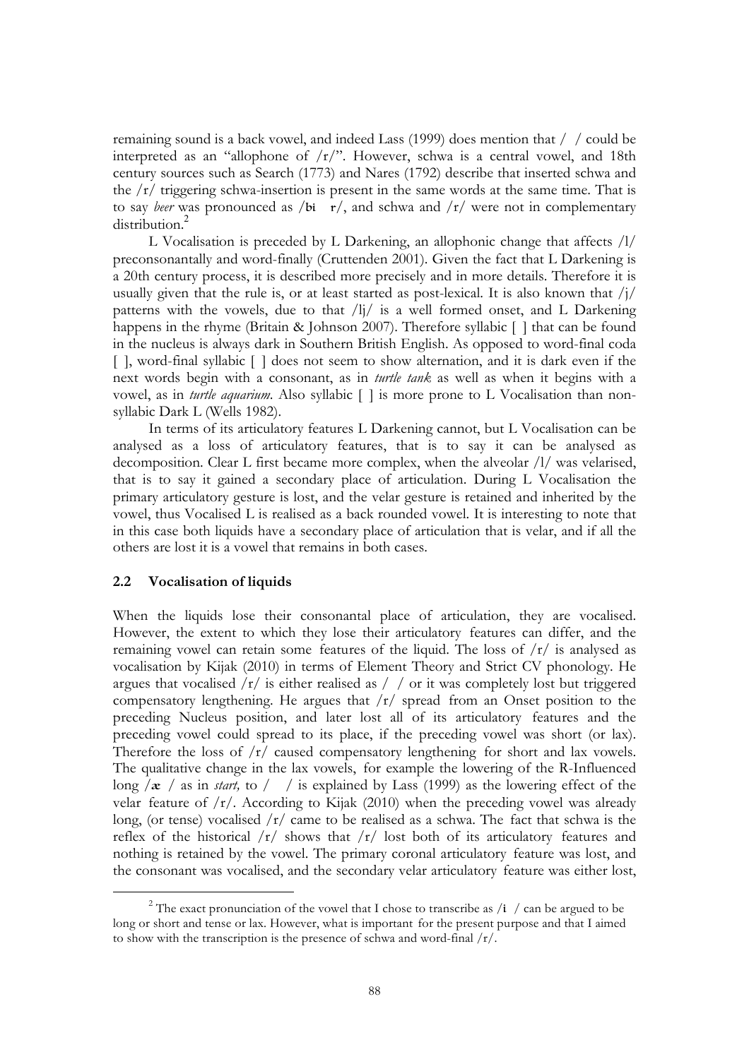remaining sound is a back vowel, and indeed Lass (1999) does mention that / / could be interpreted as an "allophone of /r/". However, schwa is a central vowel, and 18th century sources such as Search (1773) and Nares (1792) describe that inserted schwa and the /r/ triggering schwa-insertion is present in the same words at the same time. That is to say *beer* was pronounced as /bi r/, and schwa and /r/ were not in complementary distribution.[2]

L Vocalisation is preceded by L Darkening, an allophonic change that affects /l/ preconsonantally and word-finally (Cruttenden 2001). Given the fact that L Darkening is a 20th century process, it is described more precisely and in more details. Therefore it is usually given that the rule is, or at least started as post-lexical. It is also known that /j/ patterns with the vowels, due to that /lj/ is a well formed onset, and L Darkening happens in the rhyme (Britain & Johnson 2007). Therefore syllabic [ ] that can be found in the nucleus is always dark in Southern British English. As opposed to word-final coda [ ], word-final syllabic [ ] does not seem to show alternation, and it is dark even if the next words begin with a consonant, as in *turtle tank* as well as when it begins with a vowel, as in *turtle aquarium*. Also syllabic [ ] is more prone to L Vocalisation than non-syllabic Dark L (Wells 1982).

In terms of its articulatory features L Darkening cannot, but L Vocalisation can be analysed as a loss of articulatory features, that is to say it can be analysed as decomposition. Clear L first became more complex, when the alveolar /l/ was velarised, that is to say it gained a secondary place of articulation. During L Vocalisation the primary articulatory gesture is lost, and the velar gesture is retained and inherited by the vowel, thus Vocalised L is realised as a back rounded vowel. It is interesting to note that in this case both liquids have a secondary place of articulation that is velar, and if all the others are lost it is a vowel that remains in both cases.

## 2.2 Vocalisation of liquids

When the liquids lose their consonantal place of articulation, they are vocalised. However, the extent to which they lose their articulatory features can differ, and the remaining vowel can retain some features of the liquid. The loss of /r/ is analysed as vocalisation by Kijak (2010) in terms of Element Theory and Strict CV phonology. He argues that vocalised /r/ is either realised as / / or it was completely lost but triggered compensatory lengthening. He argues that /r/ spread from an Onset position to the preceding Nucleus position, and later lost all of its articulatory features and the preceding vowel could spread to its place, if the preceding vowel was short (or lax). Therefore the loss of /r/ caused compensatory lengthening for short and lax vowels. The qualitative change in the lax vowels, for example the lowering of the R-Influenced long /æ / as in *start,* to / / is explained by Lass (1999) as the lowering effect of the velar feature of /r/. According to Kijak (2010) when the preceding vowel was already long, (or tense) vocalised /r/ came to be realised as a schwa. The fact that schwa is the reflex of the historical /r/ shows that /r/ lost both of its articulatory features and nothing is retained by the vowel. The primary coronal articulatory feature was lost, and the consonant was vocalised, and the secondary velar articulatory feature was either lost,

[2] The exact pronunciation of the vowel that I chose to transcribe as /i / can be argued to be long or short and tense or lax. However, what is important for the present purpose and that I aimed to show with the transcription is the presence of schwa and word-final /r/.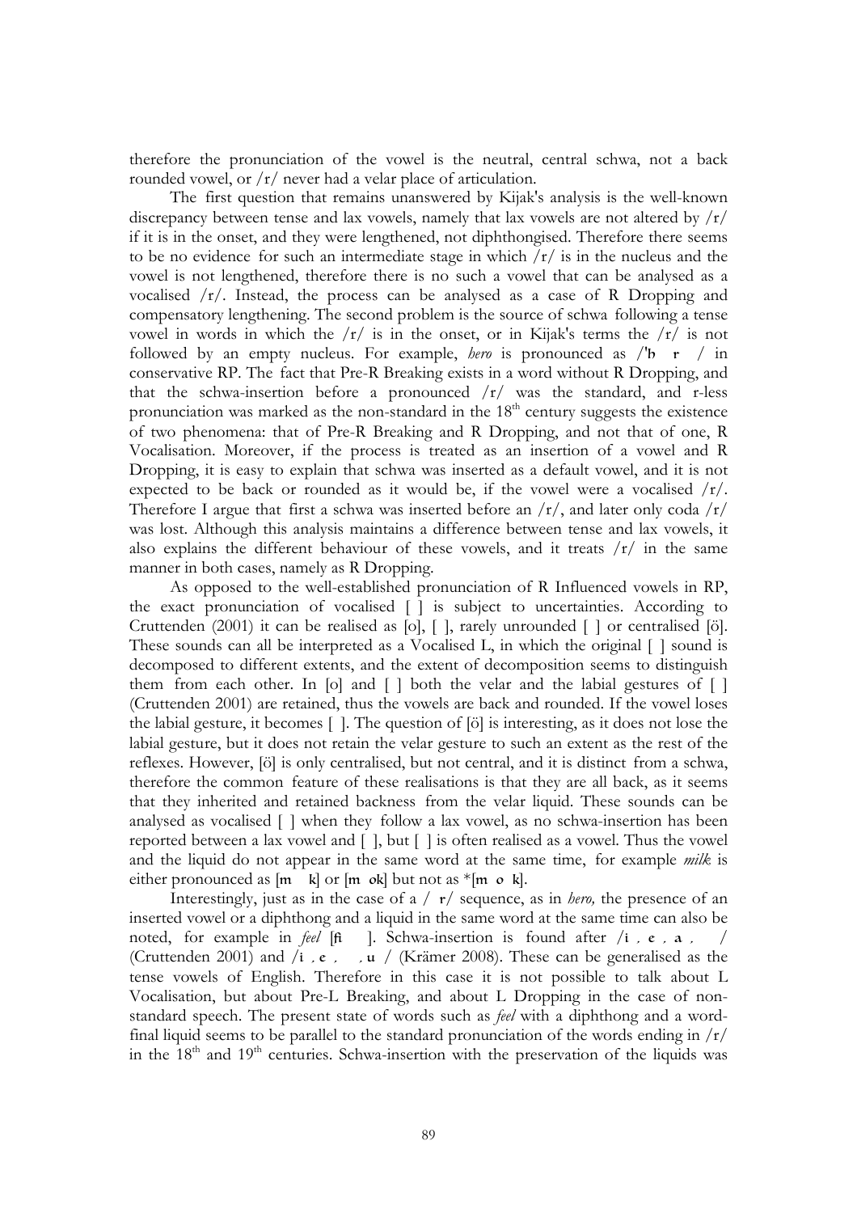therefore the pronunciation of the vowel is the neutral, central schwa, not a back rounded vowel, or /r/ never had a velar place of articulation.

The first question that remains unanswered by Kijak's analysis is the well-known discrepancy between tense and lax vowels, namely that lax vowels are not altered by /r/ if it is in the onset, and they were lengthened, not diphthongised. Therefore there seems to be no evidence for such an intermediate stage in which /r/ is in the nucleus and the vowel is not lengthened, therefore there is no such a vowel that can be analysed as a vocalised /r/. Instead, the process can be analysed as a case of R Dropping and compensatory lengthening. The second problem is the source of schwa following a tense vowel in words in which the /r/ is in the onset, or in Kijak's terms the /r/ is not followed by an empty nucleus. For example, *hero* is pronounced as /'h  r  / in conservative RP. The fact that Pre-R Breaking exists in a word without R Dropping, and that the schwa-insertion before a pronounced /r/ was the standard, and r-less pronunciation was marked as the non-standard in the 18th century suggests the existence of two phenomena: that of Pre-R Breaking and R Dropping, and not that of one, R Vocalisation. Moreover, if the process is treated as an insertion of a vowel and R Dropping, it is easy to explain that schwa was inserted as a default vowel, and it is not expected to be back or rounded as it would be, if the vowel were a vocalised /r/. Therefore I argue that first a schwa was inserted before an /r/, and later only coda /r/ was lost. Although this analysis maintains a difference between tense and lax vowels, it also explains the different behaviour of these vowels, and it treats /r/ in the same manner in both cases, namely as R Dropping.

As opposed to the well-established pronunciation of R Influenced vowels in RP, the exact pronunciation of vocalised [ ] is subject to uncertainties. According to Cruttenden (2001) it can be realised as [o], [ ], rarely unrounded [ ] or centralised [ö]. These sounds can all be interpreted as a Vocalised L, in which the original [ ] sound is decomposed to different extents, and the extent of decomposition seems to distinguish them from each other. In [o] and [ ] both the velar and the labial gestures of [ ] (Cruttenden 2001) are retained, thus the vowels are back and rounded. If the vowel loses the labial gesture, it becomes [ ]. The question of [ö] is interesting, as it does not lose the labial gesture, but it does not retain the velar gesture to such an extent as the rest of the reflexes. However, [ö] is only centralised, but not central, and it is distinct from a schwa, therefore the common feature of these realisations is that they are all back, as it seems that they inherited and retained backness from the velar liquid. These sounds can be analysed as vocalised [ ] when they follow a lax vowel, as no schwa-insertion has been reported between a lax vowel and [ ], but [ ] is often realised as a vowel. Thus the vowel and the liquid do not appear in the same word at the same time, for example *milk* is either pronounced as [m   k] or [m ok] but not as *[m o k].

Interestingly, just as in the case of a /  r/ sequence, as in *hero,* the presence of an inserted vowel or a diphthong and a liquid in the same word at the same time can also be noted, for example in *feel* [fi    ]. Schwa-insertion is found after /i , e , a ,    / (Cruttenden 2001) and /i , e ,    , u / (Krämer 2008). These can be generalised as the tense vowels of English. Therefore in this case it is not possible to talk about L Vocalisation, but about Pre-L Breaking, and about L Dropping in the case of non-standard speech. The present state of words such as *feel* with a diphthong and a word-final liquid seems to be parallel to the standard pronunciation of the words ending in /r/ in the 18th and 19th centuries. Schwa-insertion with the preservation of the liquids was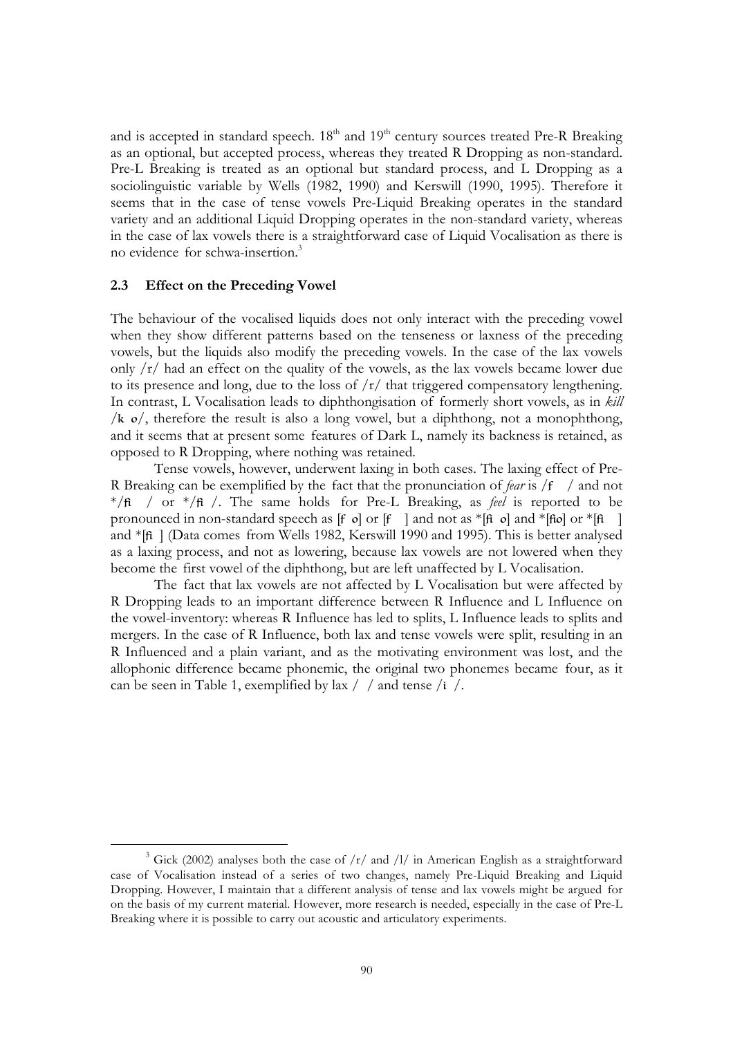and is accepted in standard speech. 18th and 19th century sources treated Pre-R Breaking as an optional, but accepted process, whereas they treated R Dropping as non-standard. Pre-L Breaking is treated as an optional but standard process, and L Dropping as a sociolinguistic variable by Wells (1982, 1990) and Kerswill (1990, 1995). Therefore it seems that in the case of tense vowels Pre-Liquid Breaking operates in the standard variety and an additional Liquid Dropping operates in the non-standard variety, whereas in the case of lax vowels there is a straightforward case of Liquid Vocalisation as there is no evidence for schwa-insertion.[3]

### 2.3 Effect on the Preceding Vowel

The behaviour of the vocalised liquids does not only interact with the preceding vowel when they show different patterns based on the tenseness or laxness of the preceding vowels, but the liquids also modify the preceding vowels. In the case of the lax vowels only /r/ had an effect on the quality of the vowels, as the lax vowels became lower due to its presence and long, due to the loss of /r/ that triggered compensatory lengthening. In contrast, L Vocalisation leads to diphthongisation of formerly short vowels, as in *kill* /k o/, therefore the result is also a long vowel, but a diphthong, not a monophthong, and it seems that at present some features of Dark L, namely its backness is retained, as opposed to R Dropping, where nothing was retained.

Tense vowels, however, underwent laxing in both cases. The laxing effect of Pre-R Breaking can be exemplified by the fact that the pronunciation of *fear* is /f / and not */fi / or */fi /. The same holds for Pre-L Breaking, as *feel* is reported to be pronounced in non-standard speech as [f o] or [f ] and not as *[fi o] and *[fio] or *[fi ] and *[fi ] (Data comes from Wells 1982, Kerswill 1990 and 1995). This is better analysed as a laxing process, and not as lowering, because lax vowels are not lowered when they become the first vowel of the diphthong, but are left unaffected by L Vocalisation.

The fact that lax vowels are not affected by L Vocalisation but were affected by R Dropping leads to an important difference between R Influence and L Influence on the vowel-inventory: whereas R Influence has led to splits, L Influence leads to splits and mergers. In the case of R Influence, both lax and tense vowels were split, resulting in an R Influenced and a plain variant, and as the motivating environment was lost, and the allophonic difference became phonemic, the original two phonemes became four, as it can be seen in Table 1, exemplified by lax / / and tense /i /.

---

[3] Gick (2002) analyses both the case of /r/ and /l/ in American English as a straightforward case of Vocalisation instead of a series of two changes, namely Pre-Liquid Breaking and Liquid Dropping. However, I maintain that a different analysis of tense and lax vowels might be argued for on the basis of my current material. However, more research is needed, especially in the case of Pre-L Breaking where it is possible to carry out acoustic and articulatory experiments.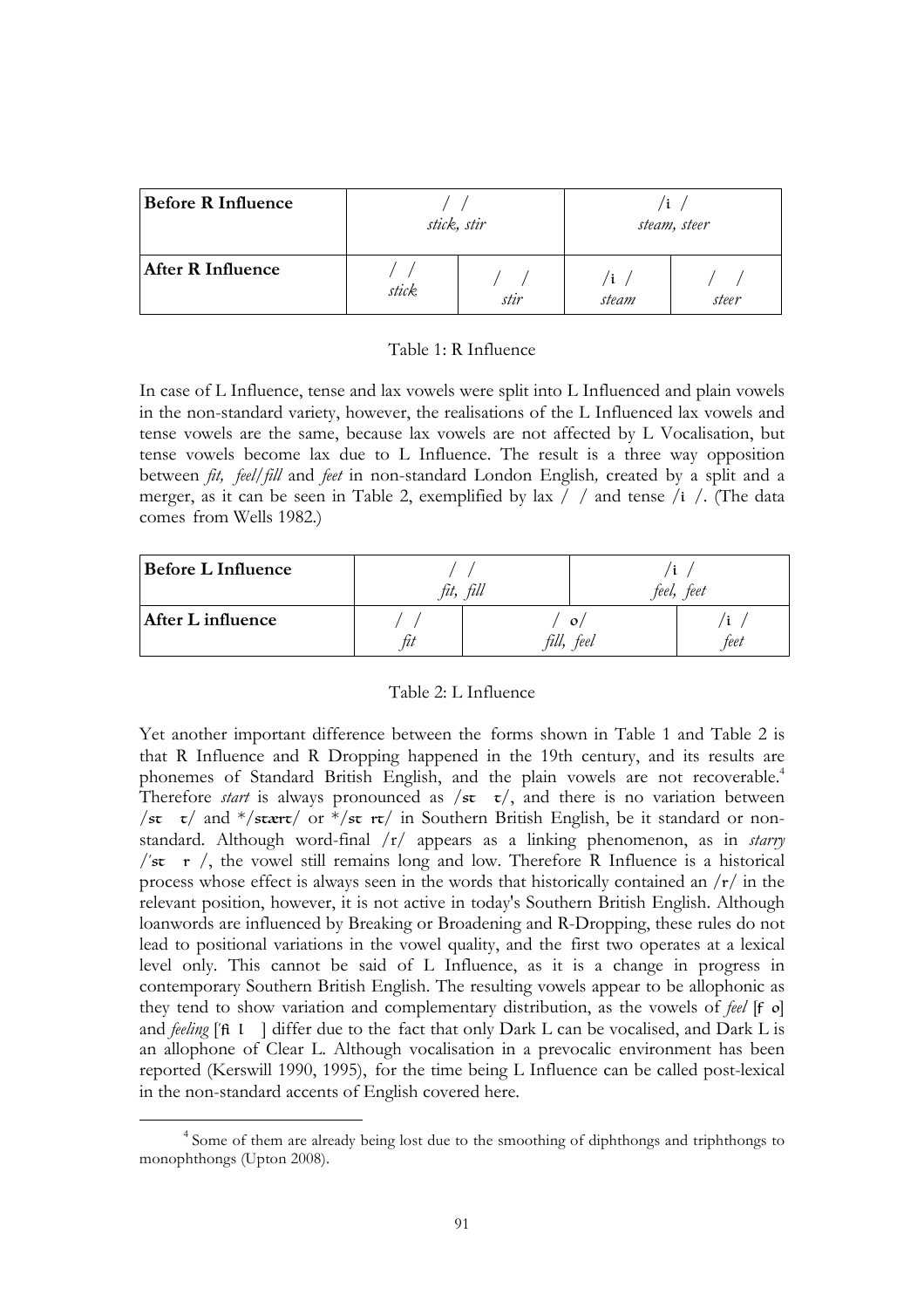| **Before R Influence** | / / *stick, stir* | | /i / *steam, steer* | |
|---|---|---|---|---|
| **After R Influence** | / / *stick* | / / *stir* | /i / *steam* | / / *steer* |

Table 1: R Influence

In case of L Influence, tense and lax vowels were split into L Influenced and plain vowels in the non-standard variety, however, the realisations of the L Influenced lax vowels and tense vowels are the same, because lax vowels are not affected by L Vocalisation, but tense vowels become lax due to L Influence. The result is a three way opposition between *fit, feel/fill* and *feet* in non-standard London English*,* created by a split and a merger, as it can be seen in Table 2, exemplified by lax / / and tense /i /. (The data comes from Wells 1982.)

| **Before L Influence** | / / *fit, fill* | | /i / *feel, feet* |
|---|---|---|---|
| **After L influence** | / / *fit* | / o/ *fill, feel* | /i / *feet* |

Table 2: L Influence

Yet another important difference between the forms shown in Table 1 and Table 2 is that R Influence and R Dropping happened in the 19th century, and its results are phonemes of Standard British English, and the plain vowels are not recoverable.[4] Therefore *start* is always pronounced as /sɫ ɫ/, and there is no variation between /sɫ ɫ/ and \*/sɫærɫ/ or \*/sɫ rɫ/ in Southern British English, be it standard or non-standard. Although word-final /r/ appears as a linking phenomenon, as in *starry* /ˈsɫ r /, the vowel still remains long and low. Therefore R Influence is a historical process whose effect is always seen in the words that historically contained an /r/ in the relevant position, however, it is not active in today's Southern British English. Although loanwords are influenced by Breaking or Broadening and R-Dropping, these rules do not lead to positional variations in the vowel quality, and the first two operates at a lexical level only. This cannot be said of L Influence, as it is a change in progress in contemporary Southern British English. The resulting vowels appear to be allophonic as they tend to show variation and complementary distribution, as the vowels of *feel* [f o] and *feeling* [ˈfi l ] differ due to the fact that only Dark L can be vocalised, and Dark L is an allophone of Clear L. Although vocalisation in a prevocalic environment has been reported (Kerswill 1990, 1995), for the time being L Influence can be called post-lexical in the non-standard accents of English covered here.

[4] Some of them are already being lost due to the smoothing of diphthongs and triphthongs to monophthongs (Upton 2008).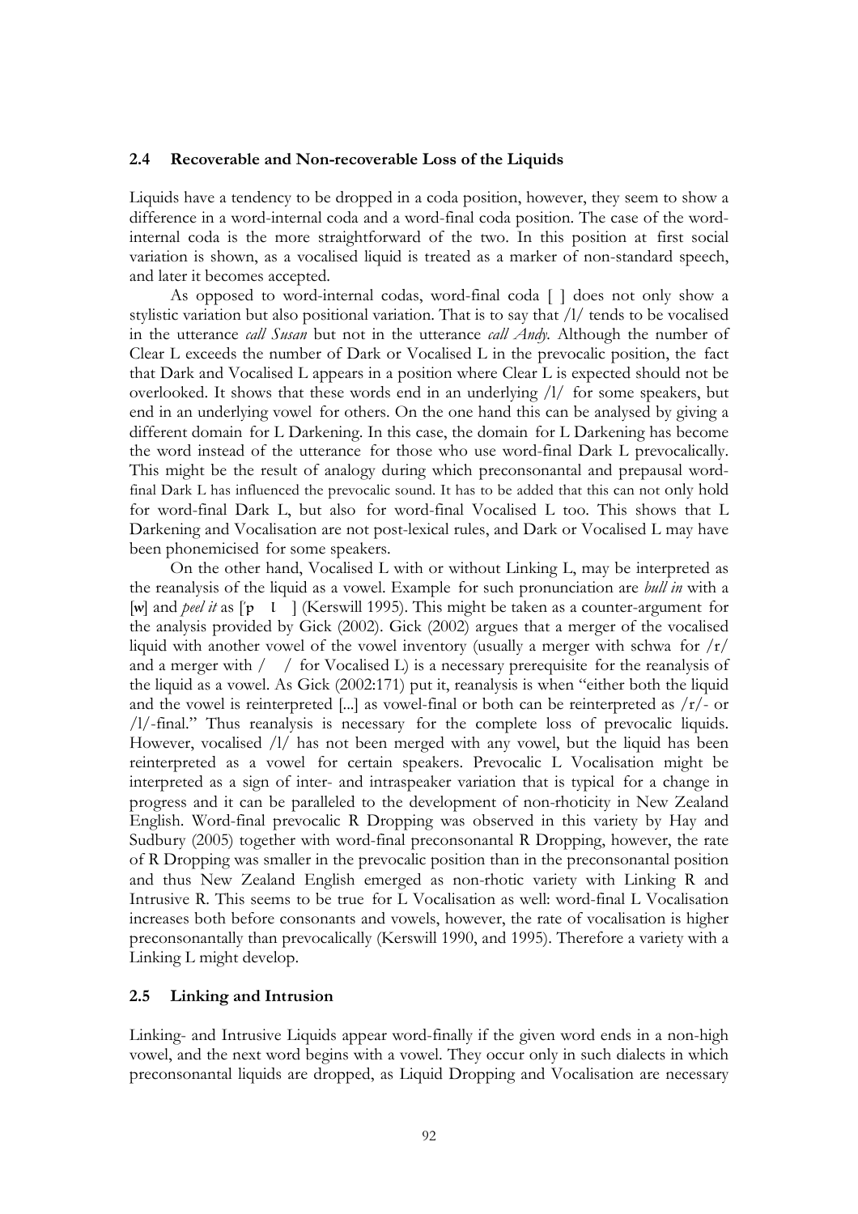## 2.4 Recoverable and Non-recoverable Loss of the Liquids

Liquids have a tendency to be dropped in a coda position, however, they seem to show a difference in a word-internal coda and a word-final coda position. The case of the word-internal coda is the more straightforward of the two. In this position at first social variation is shown, as a vocalised liquid is treated as a marker of non-standard speech, and later it becomes accepted.

As opposed to word-internal codas, word-final coda [ ] does not only show a stylistic variation but also positional variation. That is to say that /l/ tends to be vocalised in the utterance *call Susan* but not in the utterance *call Andy.* Although the number of Clear L exceeds the number of Dark or Vocalised L in the prevocalic position, the fact that Dark and Vocalised L appears in a position where Clear L is expected should not be overlooked. It shows that these words end in an underlying /l/ for some speakers, but end in an underlying vowel for others. On the one hand this can be analysed by giving a different domain for L Darkening. In this case, the domain for L Darkening has become the word instead of the utterance for those who use word-final Dark L prevocalically. This might be the result of analogy during which preconsonantal and prepausal word-final Dark L has influenced the prevocalic sound. It has to be added that this can not only hold for word-final Dark L, but also for word-final Vocalised L too. This shows that L Darkening and Vocalisation are not post-lexical rules, and Dark or Vocalised L may have been phonemicised for some speakers.

On the other hand, Vocalised L with or without Linking L, may be interpreted as the reanalysis of the liquid as a vowel. Example for such pronunciation are *bull in* with a [w] and *peel it* as [ˈp ɪ ] (Kerswill 1995). This might be taken as a counter-argument for the analysis provided by Gick (2002). Gick (2002) argues that a merger of the vocalised liquid with another vowel of the vowel inventory (usually a merger with schwa for /r/ and a merger with / / for Vocalised L) is a necessary prerequisite for the reanalysis of the liquid as a vowel. As Gick (2002:171) put it, reanalysis is when "either both the liquid and the vowel is reinterpreted [...] as vowel-final or both can be reinterpreted as /r/- or /l/-final." Thus reanalysis is necessary for the complete loss of prevocalic liquids. However, vocalised /l/ has not been merged with any vowel, but the liquid has been reinterpreted as a vowel for certain speakers. Prevocalic L Vocalisation might be interpreted as a sign of inter- and intraspeaker variation that is typical for a change in progress and it can be paralleled to the development of non-rhoticity in New Zealand English. Word-final prevocalic R Dropping was observed in this variety by Hay and Sudbury (2005) together with word-final preconsonantal R Dropping, however, the rate of R Dropping was smaller in the prevocalic position than in the preconsonantal position and thus New Zealand English emerged as non-rhotic variety with Linking R and Intrusive R. This seems to be true for L Vocalisation as well: word-final L Vocalisation increases both before consonants and vowels, however, the rate of vocalisation is higher preconsonantally than prevocalically (Kerswill 1990, and 1995). Therefore a variety with a Linking L might develop.

## 2.5 Linking and Intrusion

Linking- and Intrusive Liquids appear word-finally if the given word ends in a non-high vowel, and the next word begins with a vowel. They occur only in such dialects in which preconsonantal liquids are dropped, as Liquid Dropping and Vocalisation are necessary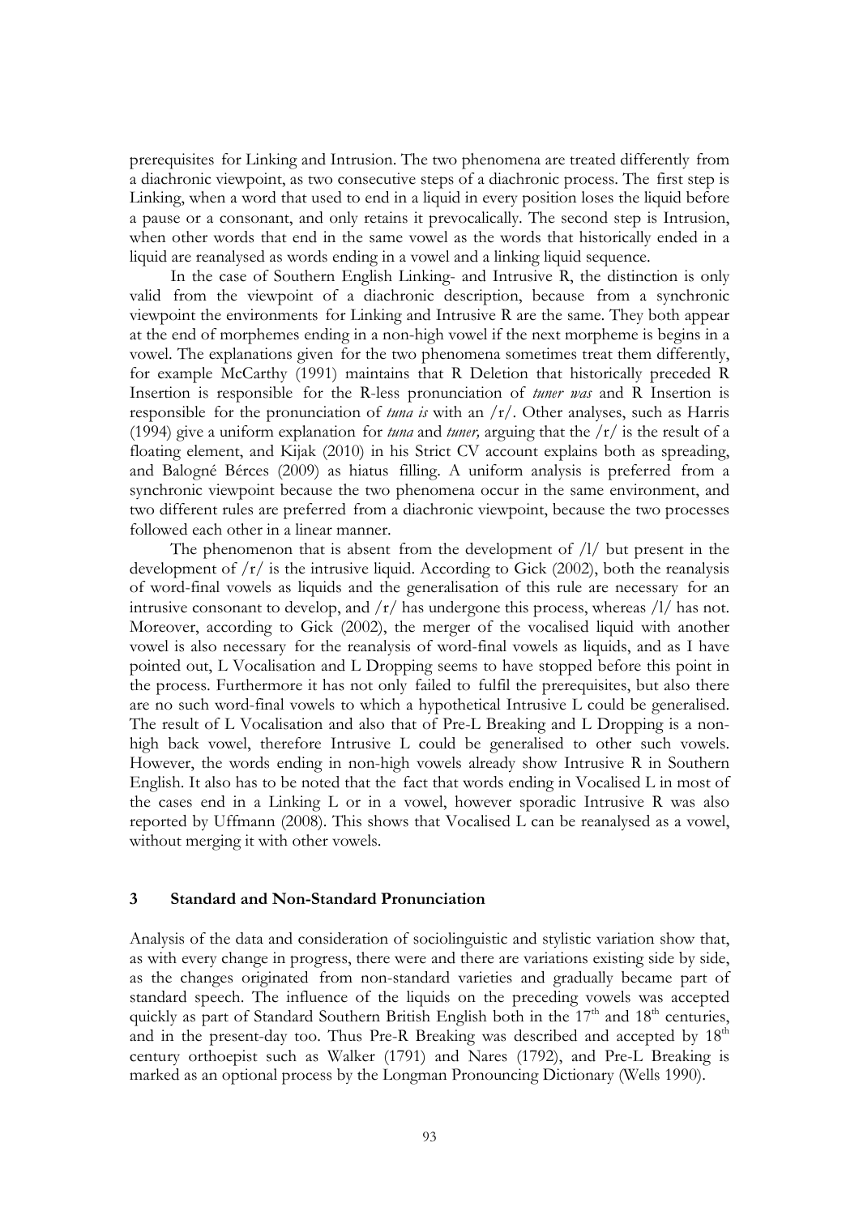prerequisites for Linking and Intrusion. The two phenomena are treated differently from a diachronic viewpoint, as two consecutive steps of a diachronic process. The first step is Linking, when a word that used to end in a liquid in every position loses the liquid before a pause or a consonant, and only retains it prevocalically. The second step is Intrusion, when other words that end in the same vowel as the words that historically ended in a liquid are reanalysed as words ending in a vowel and a linking liquid sequence.

In the case of Southern English Linking- and Intrusive R, the distinction is only valid from the viewpoint of a diachronic description, because from a synchronic viewpoint the environments for Linking and Intrusive R are the same. They both appear at the end of morphemes ending in a non-high vowel if the next morpheme is begins in a vowel. The explanations given for the two phenomena sometimes treat them differently, for example McCarthy (1991) maintains that R Deletion that historically preceded R Insertion is responsible for the R-less pronunciation of *tuner was* and R Insertion is responsible for the pronunciation of *tuna is* with an /r/. Other analyses, such as Harris (1994) give a uniform explanation for *tuna* and *tuner,* arguing that the /r/ is the result of a floating element, and Kijak (2010) in his Strict CV account explains both as spreading, and Balogné Bérces (2009) as hiatus filling. A uniform analysis is preferred from a synchronic viewpoint because the two phenomena occur in the same environment, and two different rules are preferred from a diachronic viewpoint, because the two processes followed each other in a linear manner.

The phenomenon that is absent from the development of /l/ but present in the development of /r/ is the intrusive liquid. According to Gick (2002), both the reanalysis of word-final vowels as liquids and the generalisation of this rule are necessary for an intrusive consonant to develop, and /r/ has undergone this process, whereas /l/ has not. Moreover, according to Gick (2002), the merger of the vocalised liquid with another vowel is also necessary for the reanalysis of word-final vowels as liquids, and as I have pointed out, L Vocalisation and L Dropping seems to have stopped before this point in the process. Furthermore it has not only failed to fulfil the prerequisites, but also there are no such word-final vowels to which a hypothetical Intrusive L could be generalised. The result of L Vocalisation and also that of Pre-L Breaking and L Dropping is a non-high back vowel, therefore Intrusive L could be generalised to other such vowels. However, the words ending in non-high vowels already show Intrusive R in Southern English. It also has to be noted that the fact that words ending in Vocalised L in most of the cases end in a Linking L or in a vowel, however sporadic Intrusive R was also reported by Uffmann (2008). This shows that Vocalised L can be reanalysed as a vowel, without merging it with other vowels.

## 3 Standard and Non-Standard Pronunciation

Analysis of the data and consideration of sociolinguistic and stylistic variation show that, as with every change in progress, there were and there are variations existing side by side, as the changes originated from non-standard varieties and gradually became part of standard speech. The influence of the liquids on the preceding vowels was accepted quickly as part of Standard Southern British English both in the 17th and 18th centuries, and in the present-day too. Thus Pre-R Breaking was described and accepted by 18th century orthoepist such as Walker (1791) and Nares (1792), and Pre-L Breaking is marked as an optional process by the Longman Pronouncing Dictionary (Wells 1990).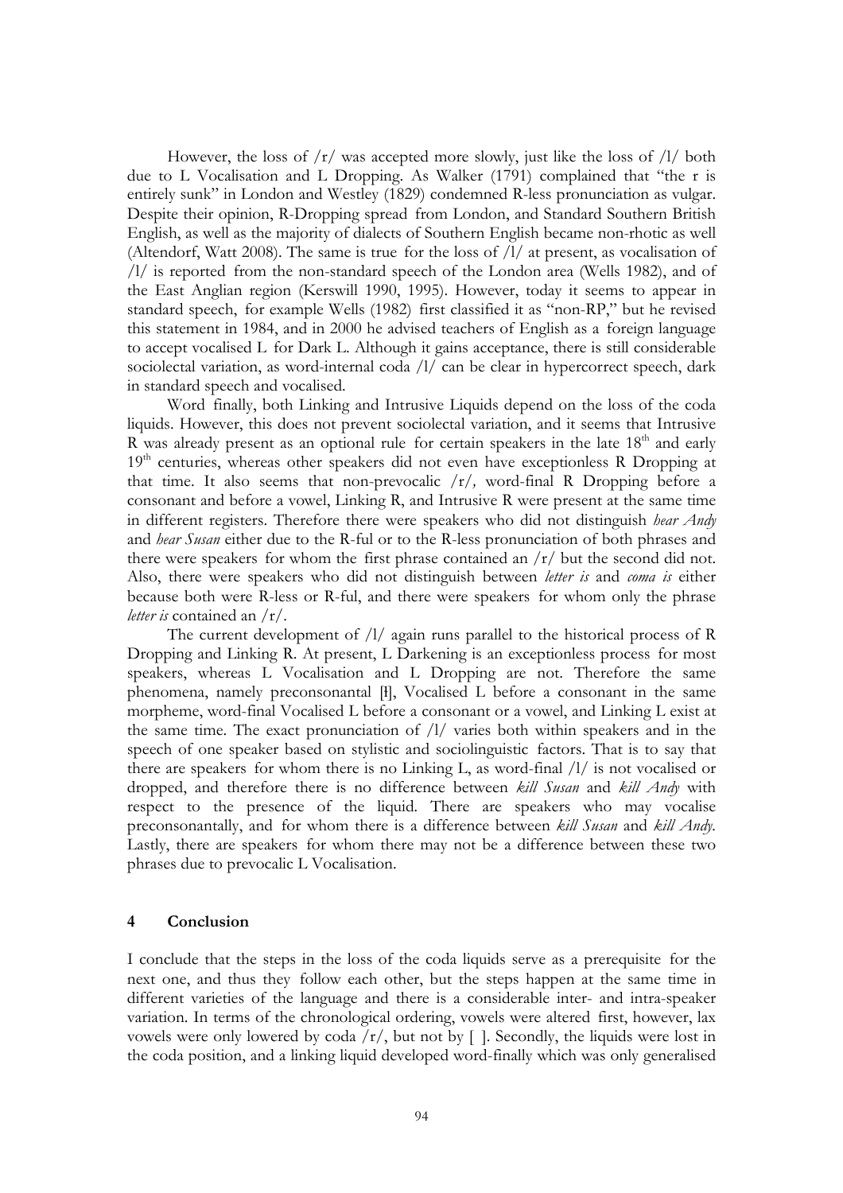However, the loss of /r/ was accepted more slowly, just like the loss of /l/ both due to L Vocalisation and L Dropping. As Walker (1791) complained that "the r is entirely sunk" in London and Westley (1829) condemned R-less pronunciation as vulgar. Despite their opinion, R-Dropping spread from London, and Standard Southern British English, as well as the majority of dialects of Southern English became non-rhotic as well (Altendorf, Watt 2008). The same is true for the loss of /l/ at present, as vocalisation of /l/ is reported from the non-standard speech of the London area (Wells 1982), and of the East Anglian region (Kerswill 1990, 1995). However, today it seems to appear in standard speech, for example Wells (1982) first classified it as "non-RP," but he revised this statement in 1984, and in 2000 he advised teachers of English as a foreign language to accept vocalised L for Dark L. Although it gains acceptance, there is still considerable sociolectal variation, as word-internal coda /l/ can be clear in hypercorrect speech, dark in standard speech and vocalised.

Word finally, both Linking and Intrusive Liquids depend on the loss of the coda liquids. However, this does not prevent sociolectal variation, and it seems that Intrusive R was already present as an optional rule for certain speakers in the late 18th and early 19th centuries, whereas other speakers did not even have exceptionless R Dropping at that time. It also seems that non-prevocalic /r/, word-final R Dropping before a consonant and before a vowel, Linking R, and Intrusive R were present at the same time in different registers. Therefore there were speakers who did not distinguish *hear Andy* and *hear Susan* either due to the R-ful or to the R-less pronunciation of both phrases and there were speakers for whom the first phrase contained an /r/ but the second did not. Also, there were speakers who did not distinguish between *letter is* and *coma is* either because both were R-less or R-ful, and there were speakers for whom only the phrase *letter is* contained an /r/.

The current development of /l/ again runs parallel to the historical process of R Dropping and Linking R. At present, L Darkening is an exceptionless process for most speakers, whereas L Vocalisation and L Dropping are not. Therefore the same phenomena, namely preconsonantal [ɫ], Vocalised L before a consonant in the same morpheme, word-final Vocalised L before a consonant or a vowel, and Linking L exist at the same time. The exact pronunciation of /l/ varies both within speakers and in the speech of one speaker based on stylistic and sociolinguistic factors. That is to say that there are speakers for whom there is no Linking L, as word-final /l/ is not vocalised or dropped, and therefore there is no difference between *kill Susan* and *kill Andy* with respect to the presence of the liquid. There are speakers who may vocalise preconsonantally, and for whom there is a difference between *kill Susan* and *kill Andy*. Lastly, there are speakers for whom there may not be a difference between these two phrases due to prevocalic L Vocalisation.

## 4 Conclusion

I conclude that the steps in the loss of the coda liquids serve as a prerequisite for the next one, and thus they follow each other, but the steps happen at the same time in different varieties of the language and there is a considerable inter- and intra-speaker variation. In terms of the chronological ordering, vowels were altered first, however, lax vowels were only lowered by coda /r/, but not by [ ]. Secondly, the liquids were lost in the coda position, and a linking liquid developed word-finally which was only generalised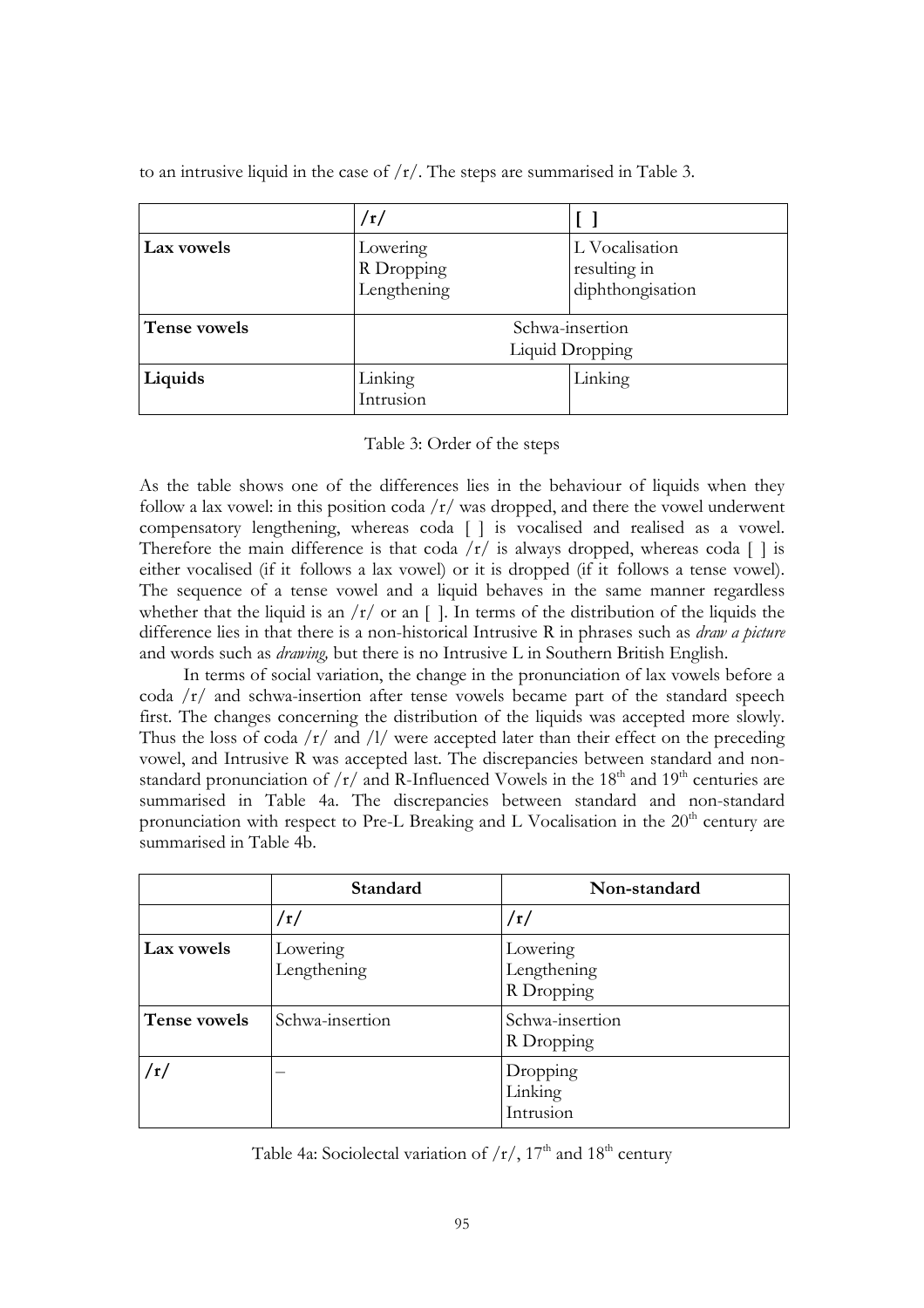to an intrusive liquid in the case of /r/. The steps are summarised in Table 3.

| | /r/ | [ ] |
|---|---|---|
| **Lax vowels** | Lowering<br>R Dropping<br>Lengthening | L Vocalisation resulting in diphthongisation |
| **Tense vowels** | Schwa-insertion<br>Liquid Dropping | |
| **Liquids** | Linking<br>Intrusion | Linking |

Table 3: Order of the steps

As the table shows one of the differences lies in the behaviour of liquids when they follow a lax vowel: in this position coda /r/ was dropped, and there the vowel underwent compensatory lengthening, whereas coda [ ] is vocalised and realised as a vowel. Therefore the main difference is that coda /r/ is always dropped, whereas coda [ ] is either vocalised (if it follows a lax vowel) or it is dropped (if it follows a tense vowel). The sequence of a tense vowel and a liquid behaves in the same manner regardless whether that the liquid is an /r/ or an [ ]. In terms of the distribution of the liquids the difference lies in that there is a non-historical Intrusive R in phrases such as *draw a picture* and words such as *drawing,* but there is no Intrusive L in Southern British English.

In terms of social variation, the change in the pronunciation of lax vowels before a coda /r/ and schwa-insertion after tense vowels became part of the standard speech first. The changes concerning the distribution of the liquids was accepted more slowly. Thus the loss of coda /r/ and /l/ were accepted later than their effect on the preceding vowel, and Intrusive R was accepted last. The discrepancies between standard and non-standard pronunciation of /r/ and R-Influenced Vowels in the 18th and 19th centuries are summarised in Table 4a. The discrepancies between standard and non-standard pronunciation with respect to Pre-L Breaking and L Vocalisation in the 20th century are summarised in Table 4b.

| | **Standard** | **Non-standard** |
|---|---|---|
| | /r/ | /r/ |
| **Lax vowels** | Lowering<br>Lengthening | Lowering<br>Lengthening<br>R Dropping |
| **Tense vowels** | Schwa-insertion | Schwa-insertion<br>R Dropping |
| **/r/** | – | Dropping<br>Linking<br>Intrusion |

Table 4a: Sociolectal variation of /r/, 17th and 18th century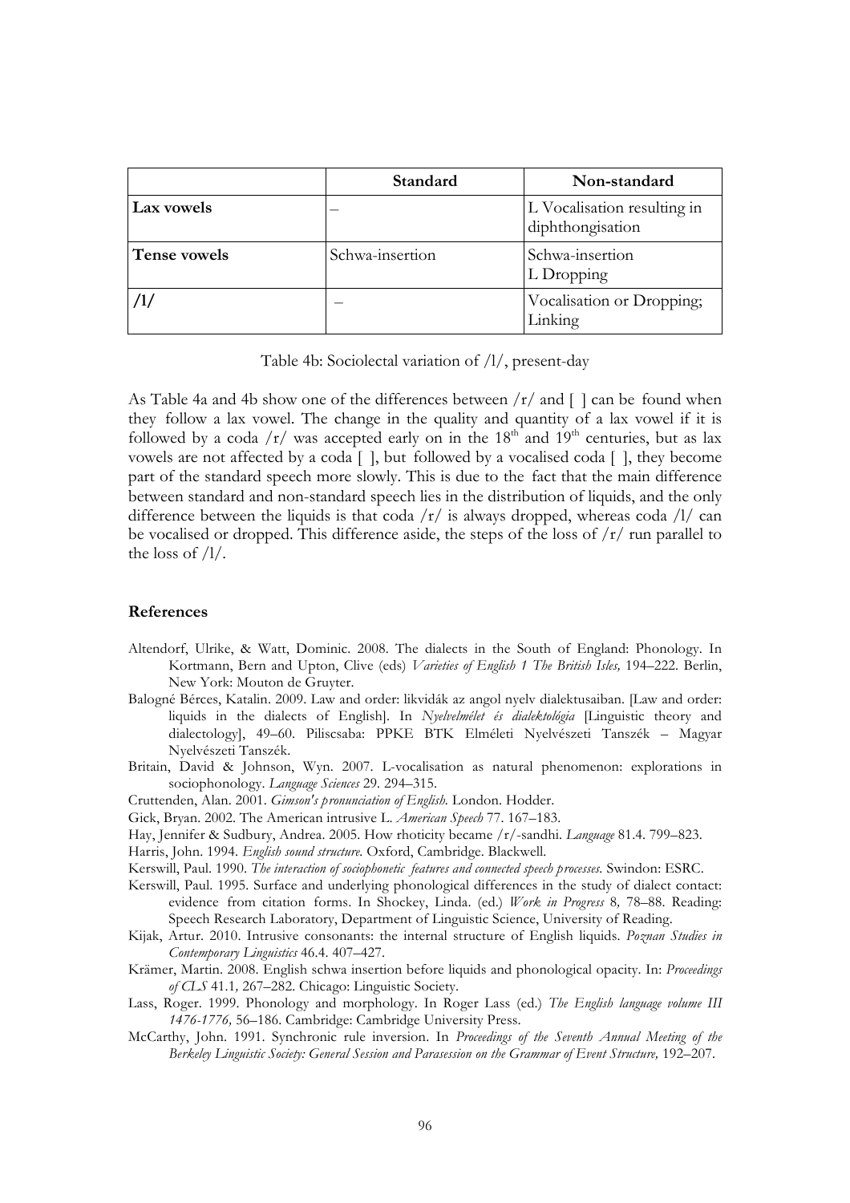| | Standard | Non-standard |
|---|---|---|
| **Lax vowels** | – | L Vocalisation resulting in diphthongisation |
| **Tense vowels** | Schwa-insertion | Schwa-insertion<br>L Dropping |
| **/l/** | – | Vocalisation or Dropping; Linking |

Table 4b: Sociolectal variation of /l/, present-day

As Table 4a and 4b show one of the differences between /r/ and [ ] can be found when they follow a lax vowel. The change in the quality and quantity of a lax vowel if it is followed by a coda /r/ was accepted early on in the 18th and 19th centuries, but as lax vowels are not affected by a coda [ ], but followed by a vocalised coda [ ], they become part of the standard speech more slowly. This is due to the fact that the main difference between standard and non-standard speech lies in the distribution of liquids, and the only difference between the liquids is that coda /r/ is always dropped, whereas coda /l/ can be vocalised or dropped. This difference aside, the steps of the loss of /r/ run parallel to the loss of /l/.

## References

Altendorf, Ulrike, & Watt, Dominic. 2008. The dialects in the South of England: Phonology. In Kortmann, Bern and Upton, Clive (eds) *Varieties of English 1 The British Isles,* 194–222. Berlin, New York: Mouton de Gruyter.

Balogné Bérces, Katalin. 2009. Law and order: likvidák az angol nyelv dialektusaiban. [Law and order: liquids in the dialects of English]. In *Nyelvelmélet és dialektológia* [Linguistic theory and dialectology], 49–60. Piliscsaba: PPKE BTK Elméleti Nyelvészeti Tanszék – Magyar Nyelvészeti Tanszék.

Britain, David & Johnson, Wyn. 2007. L-vocalisation as natural phenomenon: explorations in sociophonology. *Language Sciences* 29. 294–315.

Cruttenden, Alan. 2001. *Gimson's pronunciation of English.* London. Hodder.

Gick, Bryan. 2002. The American intrusive L. *American Speech* 77. 167–183.

Hay, Jennifer & Sudbury, Andrea. 2005. How rhoticity became /r/-sandhi. *Language* 81.4. 799–823.

Harris, John. 1994. *English sound structure.* Oxford, Cambridge. Blackwell.

Kerswill, Paul. 1990. *The interaction of sociophonetic features and connected speech processes.* Swindon: ESRC.

Kerswill, Paul. 1995. Surface and underlying phonological differences in the study of dialect contact: evidence from citation forms. In Shockey, Linda. (ed.) *Work in Progress* 8, 78–88. Reading: Speech Research Laboratory, Department of Linguistic Science, University of Reading.

Kijak, Artur. 2010. Intrusive consonants: the internal structure of English liquids. *Poznan Studies in Contemporary Linguistics* 46.4. 407–427.

Krämer, Martin. 2008. English schwa insertion before liquids and phonological opacity. In: *Proceedings of CLS* 41.1, 267–282. Chicago: Linguistic Society.

Lass, Roger. 1999. Phonology and morphology. In Roger Lass (ed.) *The English language volume III 1476-1776,* 56–186. Cambridge: Cambridge University Press.

McCarthy, John. 1991. Synchronic rule inversion. In *Proceedings of the Seventh Annual Meeting of the Berkeley Linguistic Society: General Session and Parasession on the Grammar of Event Structure,* 192–207.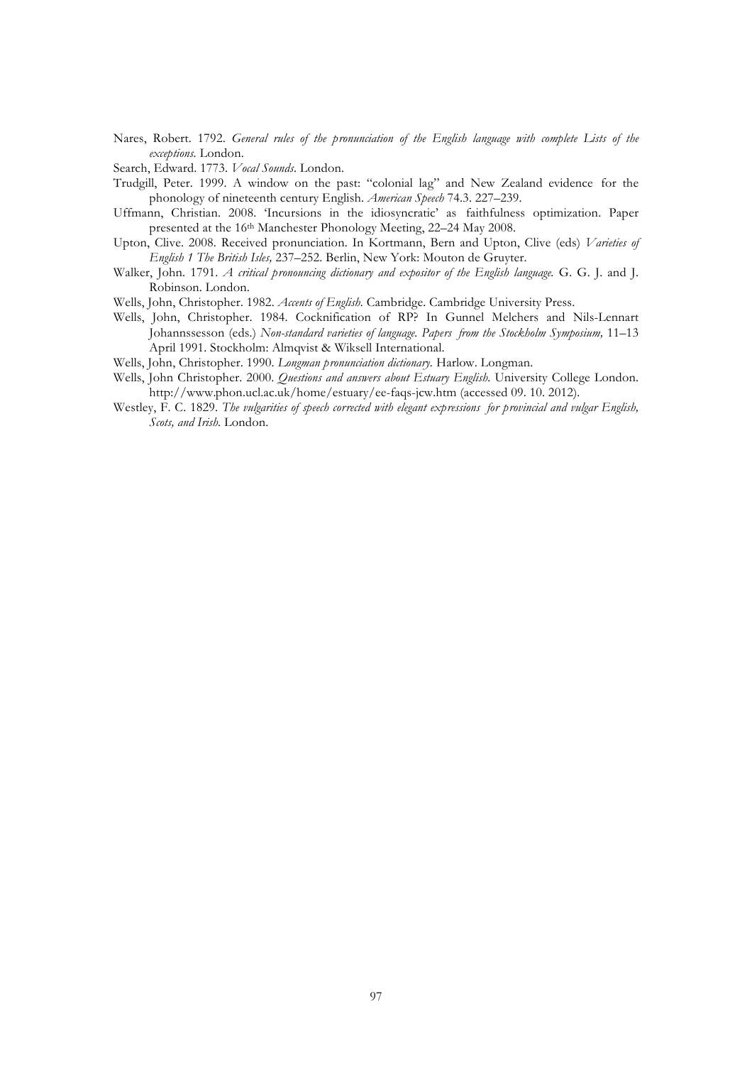Nares, Robert. 1792. *General rules of the pronunciation of the English language with complete Lists of the exceptions*. London.

Search, Edward. 1773. *Vocal Sounds*. London.

Trudgill, Peter. 1999. A window on the past: "colonial lag" and New Zealand evidence for the phonology of nineteenth century English. *American Speech* 74.3. 227–239.

Uffmann, Christian. 2008. 'Incursions in the idiosyncratic' as faithfulness optimization. Paper presented at the 16th Manchester Phonology Meeting, 22–24 May 2008.

Upton, Clive. 2008. Received pronunciation. In Kortmann, Bern and Upton, Clive (eds) *Varieties of English 1 The British Isles,* 237–252. Berlin, New York: Mouton de Gruyter.

Walker, John. 1791. *A critical pronouncing dictionary and expositor of the English language.* G. G. J. and J. Robinson. London.

Wells, John, Christopher. 1982. *Accents of English.* Cambridge. Cambridge University Press.

Wells, John, Christopher. 1984. Cocknification of RP? In Gunnel Melchers and Nils-Lennart Johannssesson (eds.) *Non-standard varieties of language. Papers from the Stockholm Symposium,* 11–13 April 1991. Stockholm: Almqvist & Wiksell International.

Wells, John, Christopher. 1990. *Longman pronunciation dictionary.* Harlow. Longman.

Wells, John Christopher. 2000. *Questions and answers about Estuary English.* University College London. http://www.phon.ucl.ac.uk/home/estuary/ee-faqs-jcw.htm (accessed 09. 10. 2012).

Westley, F. C. 1829. *The vulgarities of speech corrected with elegant expressions for provincial and vulgar English, Scots, and Irish.* London.